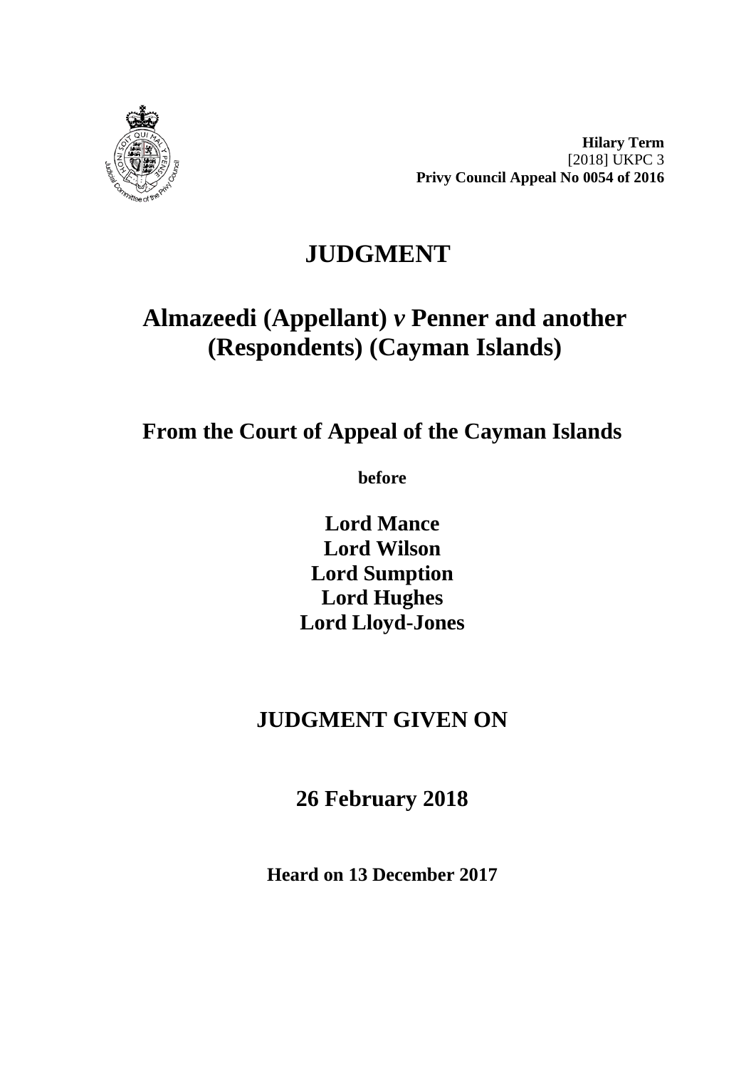**Hilary Term**
[2018] UKPC 3
**Privy Council Appeal No 0054 of 2016**

# JUDGMENT

## Almazeedi (Appellant) *v* Penner and another (Respondents) (Cayman Islands)

### From the Court of Appeal of the Cayman Islands

**before**

**Lord Mance**
**Lord Wilson**
**Lord Sumption**
**Lord Hughes**
**Lord Lloyd-Jones**

## JUDGMENT GIVEN ON

## 26 February 2018

**Heard on 13 December 2017**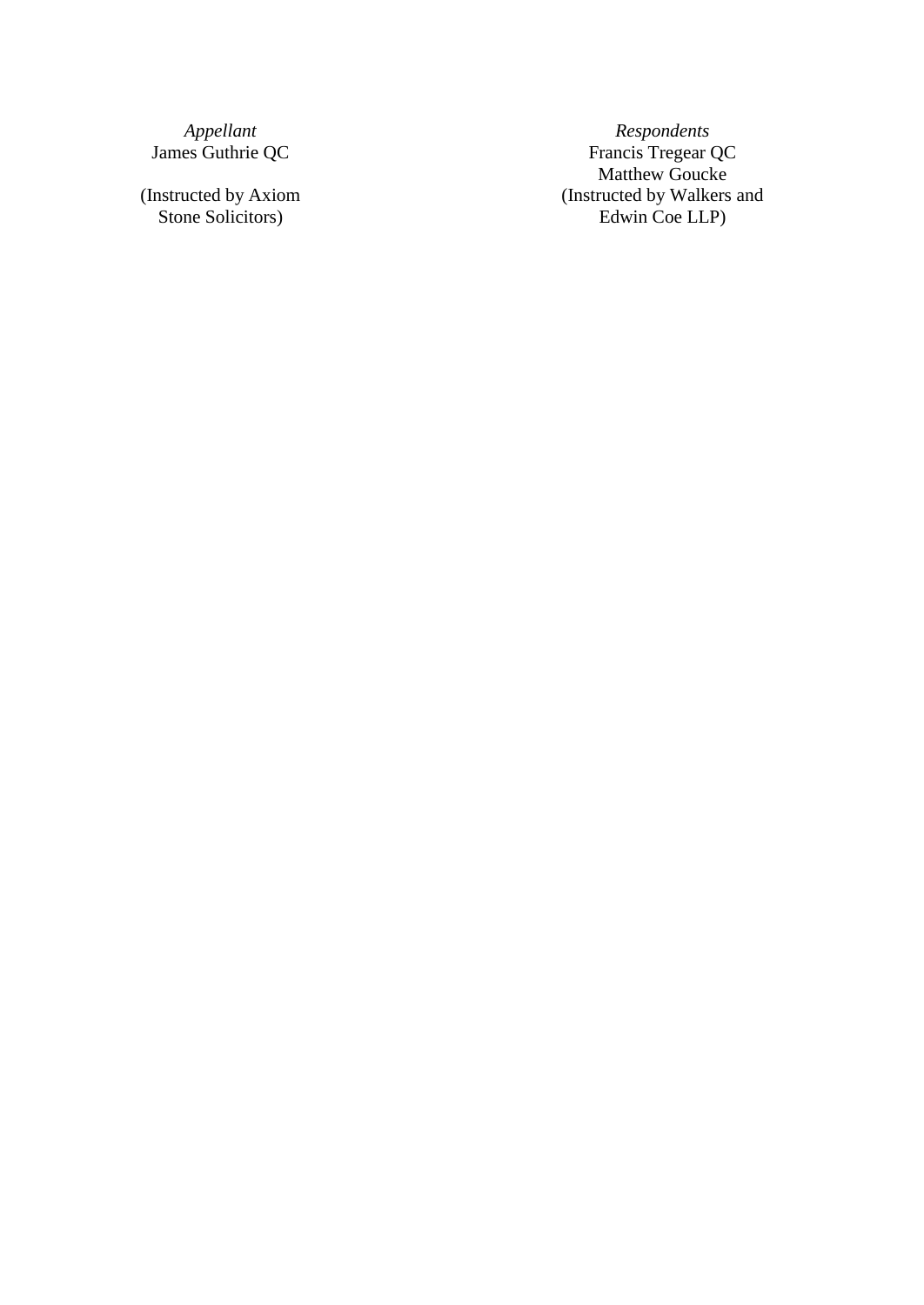| *Appellant* | *Respondents* |
| --- | --- |
| James Guthrie QC | Francis Tregear QC |
| | Matthew Goucke |
| (Instructed by Axiom Stone Solicitors) | (Instructed by Walkers and Edwin Coe LLP) |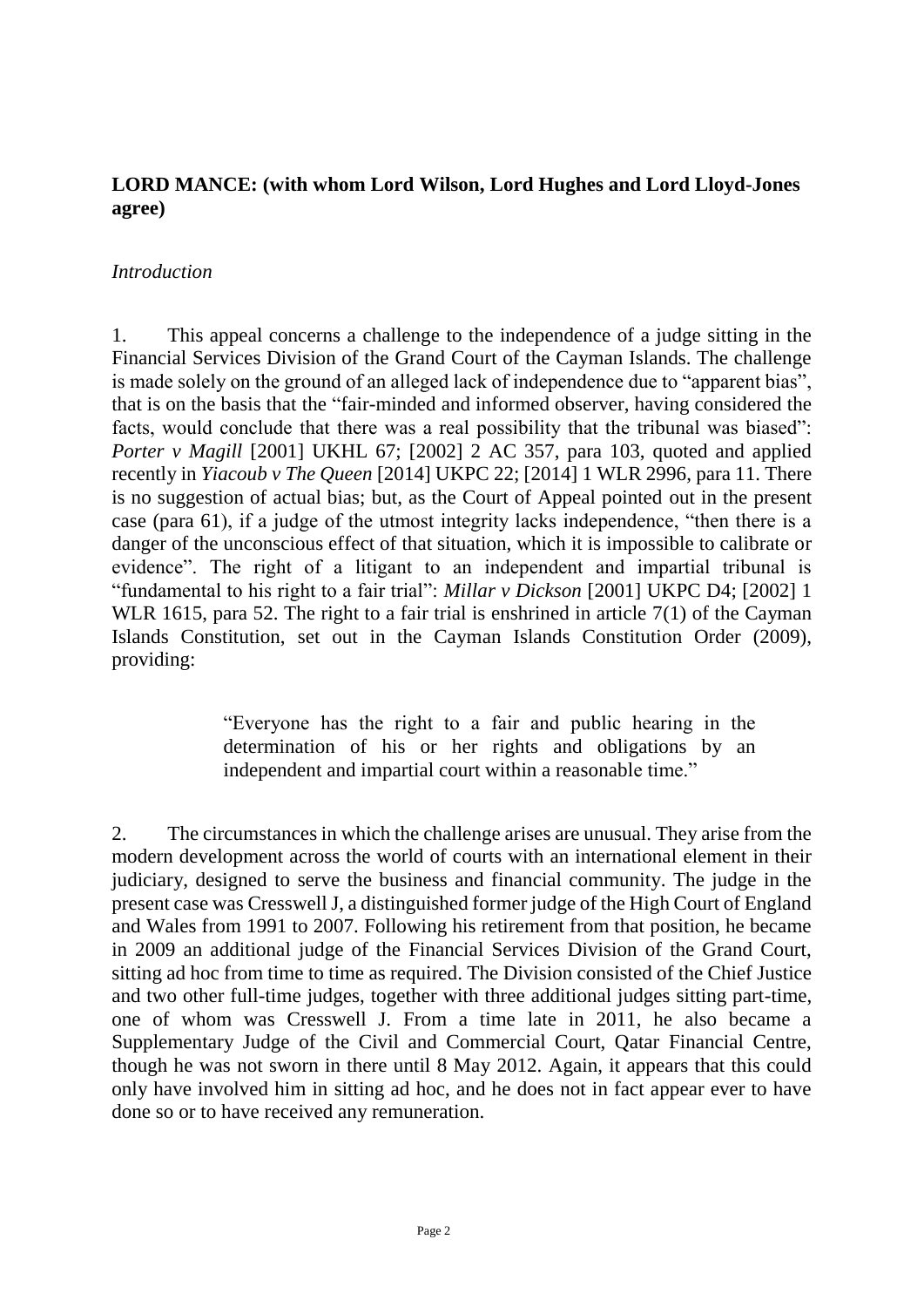**LORD MANCE: (with whom Lord Wilson, Lord Hughes and Lord Lloyd-Jones agree)**

*Introduction*

1. This appeal concerns a challenge to the independence of a judge sitting in the Financial Services Division of the Grand Court of the Cayman Islands. The challenge is made solely on the ground of an alleged lack of independence due to "apparent bias", that is on the basis that the "fair-minded and informed observer, having considered the facts, would conclude that there was a real possibility that the tribunal was biased": *Porter v Magill* [2001] UKHL 67; [2002] 2 AC 357, para 103, quoted and applied recently in *Yiacoub v The Queen* [2014] UKPC 22; [2014] 1 WLR 2996, para 11. There is no suggestion of actual bias; but, as the Court of Appeal pointed out in the present case (para 61), if a judge of the utmost integrity lacks independence, "then there is a danger of the unconscious effect of that situation, which it is impossible to calibrate or evidence". The right of a litigant to an independent and impartial tribunal is "fundamental to his right to a fair trial": *Millar v Dickson* [2001] UKPC D4; [2002] 1 WLR 1615, para 52. The right to a fair trial is enshrined in article 7(1) of the Cayman Islands Constitution, set out in the Cayman Islands Constitution Order (2009), providing:

> "Everyone has the right to a fair and public hearing in the determination of his or her rights and obligations by an independent and impartial court within a reasonable time."

2. The circumstances in which the challenge arises are unusual. They arise from the modern development across the world of courts with an international element in their judiciary, designed to serve the business and financial community. The judge in the present case was Cresswell J, a distinguished former judge of the High Court of England and Wales from 1991 to 2007. Following his retirement from that position, he became in 2009 an additional judge of the Financial Services Division of the Grand Court, sitting ad hoc from time to time as required. The Division consisted of the Chief Justice and two other full-time judges, together with three additional judges sitting part-time, one of whom was Cresswell J. From a time late in 2011, he also became a Supplementary Judge of the Civil and Commercial Court, Qatar Financial Centre, though he was not sworn in there until 8 May 2012. Again, it appears that this could only have involved him in sitting ad hoc, and he does not in fact appear ever to have done so or to have received any remuneration.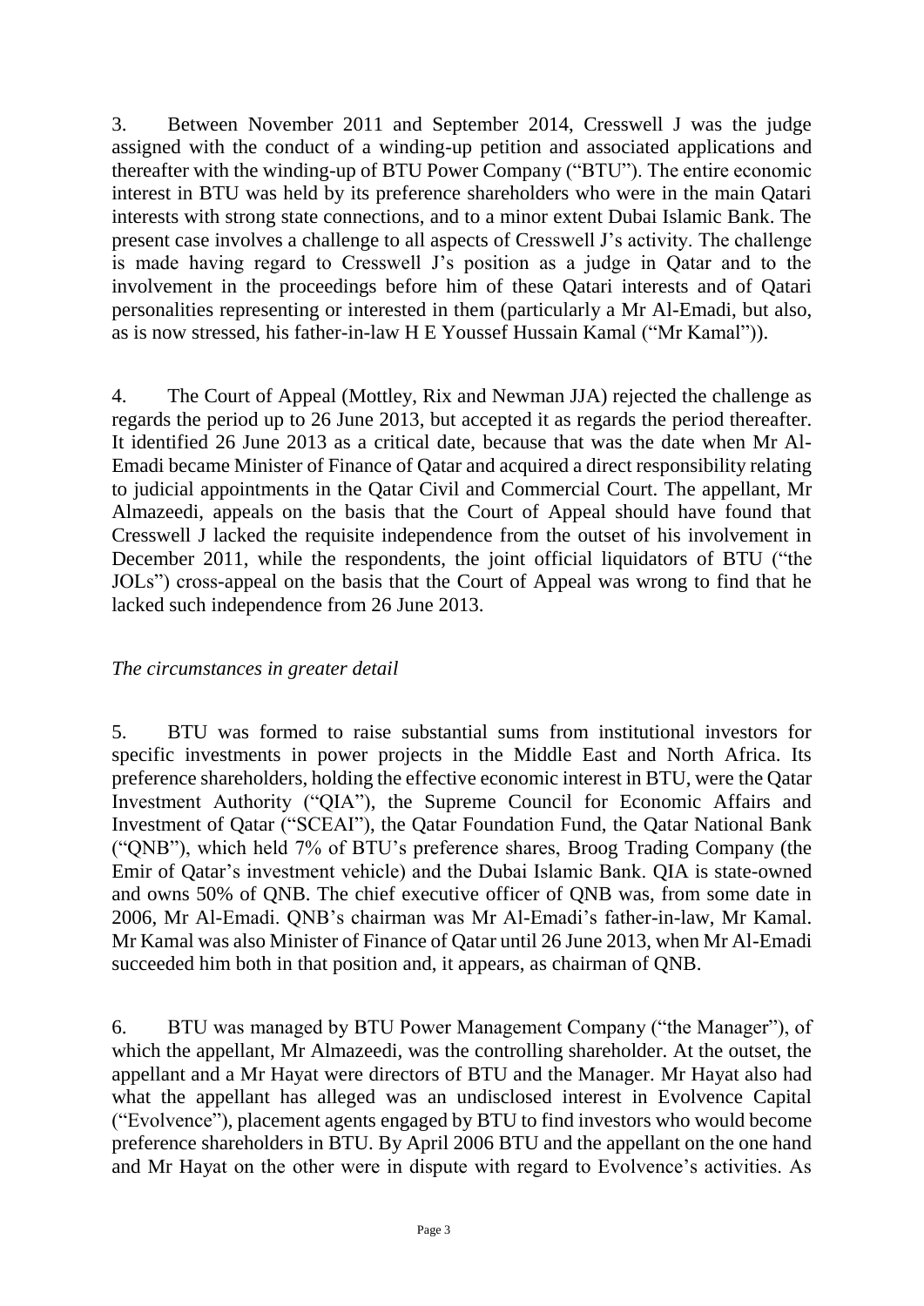3. Between November 2011 and September 2014, Cresswell J was the judge assigned with the conduct of a winding-up petition and associated applications and thereafter with the winding-up of BTU Power Company ("BTU"). The entire economic interest in BTU was held by its preference shareholders who were in the main Qatari interests with strong state connections, and to a minor extent Dubai Islamic Bank. The present case involves a challenge to all aspects of Cresswell J's activity. The challenge is made having regard to Cresswell J's position as a judge in Qatar and to the involvement in the proceedings before him of these Qatari interests and of Qatari personalities representing or interested in them (particularly a Mr Al-Emadi, but also, as is now stressed, his father-in-law H E Youssef Hussain Kamal ("Mr Kamal")).

4. The Court of Appeal (Mottley, Rix and Newman JJA) rejected the challenge as regards the period up to 26 June 2013, but accepted it as regards the period thereafter. It identified 26 June 2013 as a critical date, because that was the date when Mr Al-Emadi became Minister of Finance of Qatar and acquired a direct responsibility relating to judicial appointments in the Qatar Civil and Commercial Court. The appellant, Mr Almazeedi, appeals on the basis that the Court of Appeal should have found that Cresswell J lacked the requisite independence from the outset of his involvement in December 2011, while the respondents, the joint official liquidators of BTU ("the JOLs") cross-appeal on the basis that the Court of Appeal was wrong to find that he lacked such independence from 26 June 2013.

*The circumstances in greater detail*

5. BTU was formed to raise substantial sums from institutional investors for specific investments in power projects in the Middle East and North Africa. Its preference shareholders, holding the effective economic interest in BTU, were the Qatar Investment Authority ("QIA"), the Supreme Council for Economic Affairs and Investment of Qatar ("SCEAI"), the Qatar Foundation Fund, the Qatar National Bank ("QNB"), which held 7% of BTU's preference shares, Broog Trading Company (the Emir of Qatar's investment vehicle) and the Dubai Islamic Bank. QIA is state-owned and owns 50% of QNB. The chief executive officer of QNB was, from some date in 2006, Mr Al-Emadi. QNB's chairman was Mr Al-Emadi's father-in-law, Mr Kamal. Mr Kamal was also Minister of Finance of Qatar until 26 June 2013, when Mr Al-Emadi succeeded him both in that position and, it appears, as chairman of QNB.

6. BTU was managed by BTU Power Management Company ("the Manager"), of which the appellant, Mr Almazeedi, was the controlling shareholder. At the outset, the appellant and a Mr Hayat were directors of BTU and the Manager. Mr Hayat also had what the appellant has alleged was an undisclosed interest in Evolvence Capital ("Evolvence"), placement agents engaged by BTU to find investors who would become preference shareholders in BTU. By April 2006 BTU and the appellant on the one hand and Mr Hayat on the other were in dispute with regard to Evolvence's activities. As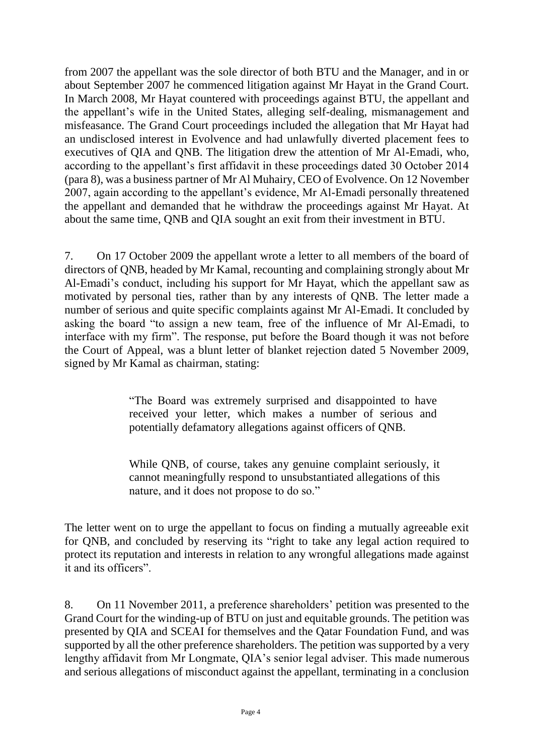from 2007 the appellant was the sole director of both BTU and the Manager, and in or about September 2007 he commenced litigation against Mr Hayat in the Grand Court. In March 2008, Mr Hayat countered with proceedings against BTU, the appellant and the appellant's wife in the United States, alleging self-dealing, mismanagement and misfeasance. The Grand Court proceedings included the allegation that Mr Hayat had an undisclosed interest in Evolvence and had unlawfully diverted placement fees to executives of QIA and QNB. The litigation drew the attention of Mr Al-Emadi, who, according to the appellant's first affidavit in these proceedings dated 30 October 2014 (para 8), was a business partner of Mr Al Muhairy, CEO of Evolvence. On 12 November 2007, again according to the appellant's evidence, Mr Al-Emadi personally threatened the appellant and demanded that he withdraw the proceedings against Mr Hayat. At about the same time, QNB and QIA sought an exit from their investment in BTU.

7. On 17 October 2009 the appellant wrote a letter to all members of the board of directors of QNB, headed by Mr Kamal, recounting and complaining strongly about Mr Al-Emadi's conduct, including his support for Mr Hayat, which the appellant saw as motivated by personal ties, rather than by any interests of QNB. The letter made a number of serious and quite specific complaints against Mr Al-Emadi. It concluded by asking the board "to assign a new team, free of the influence of Mr Al-Emadi, to interface with my firm". The response, put before the Board though it was not before the Court of Appeal, was a blunt letter of blanket rejection dated 5 November 2009, signed by Mr Kamal as chairman, stating:

> "The Board was extremely surprised and disappointed to have received your letter, which makes a number of serious and potentially defamatory allegations against officers of QNB.
>
> While QNB, of course, takes any genuine complaint seriously, it cannot meaningfully respond to unsubstantiated allegations of this nature, and it does not propose to do so."

The letter went on to urge the appellant to focus on finding a mutually agreeable exit for QNB, and concluded by reserving its "right to take any legal action required to protect its reputation and interests in relation to any wrongful allegations made against it and its officers".

8. On 11 November 2011, a preference shareholders' petition was presented to the Grand Court for the winding-up of BTU on just and equitable grounds. The petition was presented by QIA and SCEAI for themselves and the Qatar Foundation Fund, and was supported by all the other preference shareholders. The petition was supported by a very lengthy affidavit from Mr Longmate, QIA's senior legal adviser. This made numerous and serious allegations of misconduct against the appellant, terminating in a conclusion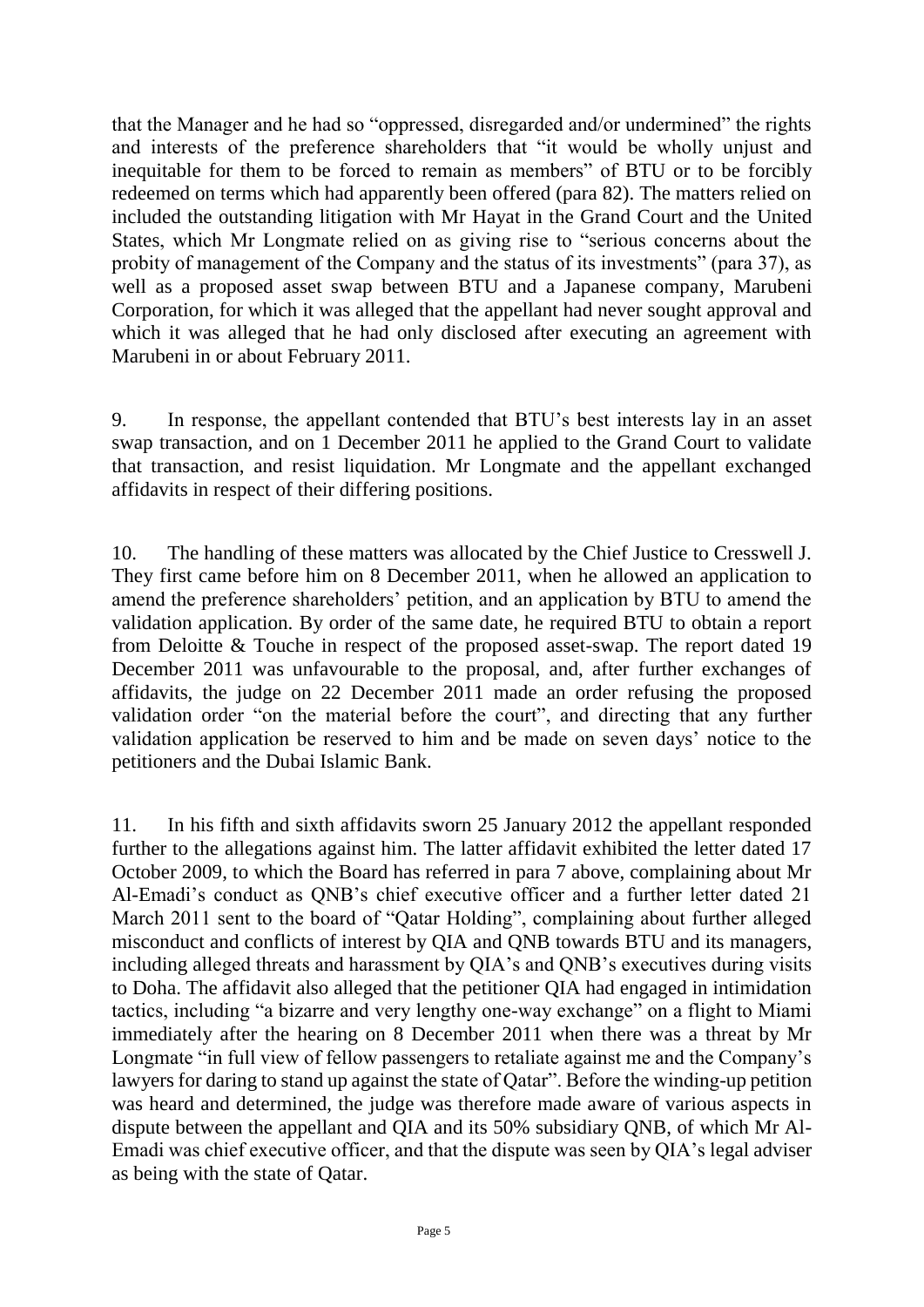that the Manager and he had so "oppressed, disregarded and/or undermined" the rights and interests of the preference shareholders that "it would be wholly unjust and inequitable for them to be forced to remain as members" of BTU or to be forcibly redeemed on terms which had apparently been offered (para 82). The matters relied on included the outstanding litigation with Mr Hayat in the Grand Court and the United States, which Mr Longmate relied on as giving rise to "serious concerns about the probity of management of the Company and the status of its investments" (para 37), as well as a proposed asset swap between BTU and a Japanese company, Marubeni Corporation, for which it was alleged that the appellant had never sought approval and which it was alleged that he had only disclosed after executing an agreement with Marubeni in or about February 2011.

9. In response, the appellant contended that BTU's best interests lay in an asset swap transaction, and on 1 December 2011 he applied to the Grand Court to validate that transaction, and resist liquidation. Mr Longmate and the appellant exchanged affidavits in respect of their differing positions.

10. The handling of these matters was allocated by the Chief Justice to Cresswell J. They first came before him on 8 December 2011, when he allowed an application to amend the preference shareholders' petition, and an application by BTU to amend the validation application. By order of the same date, he required BTU to obtain a report from Deloitte & Touche in respect of the proposed asset-swap. The report dated 19 December 2011 was unfavourable to the proposal, and, after further exchanges of affidavits, the judge on 22 December 2011 made an order refusing the proposed validation order "on the material before the court", and directing that any further validation application be reserved to him and be made on seven days' notice to the petitioners and the Dubai Islamic Bank.

11. In his fifth and sixth affidavits sworn 25 January 2012 the appellant responded further to the allegations against him. The latter affidavit exhibited the letter dated 17 October 2009, to which the Board has referred in para 7 above, complaining about Mr Al-Emadi's conduct as QNB's chief executive officer and a further letter dated 21 March 2011 sent to the board of "Qatar Holding", complaining about further alleged misconduct and conflicts of interest by QIA and QNB towards BTU and its managers, including alleged threats and harassment by QIA's and QNB's executives during visits to Doha. The affidavit also alleged that the petitioner QIA had engaged in intimidation tactics, including "a bizarre and very lengthy one-way exchange" on a flight to Miami immediately after the hearing on 8 December 2011 when there was a threat by Mr Longmate "in full view of fellow passengers to retaliate against me and the Company's lawyers for daring to stand up against the state of Qatar". Before the winding-up petition was heard and determined, the judge was therefore made aware of various aspects in dispute between the appellant and QIA and its 50% subsidiary QNB, of which Mr Al-Emadi was chief executive officer, and that the dispute was seen by QIA's legal adviser as being with the state of Qatar.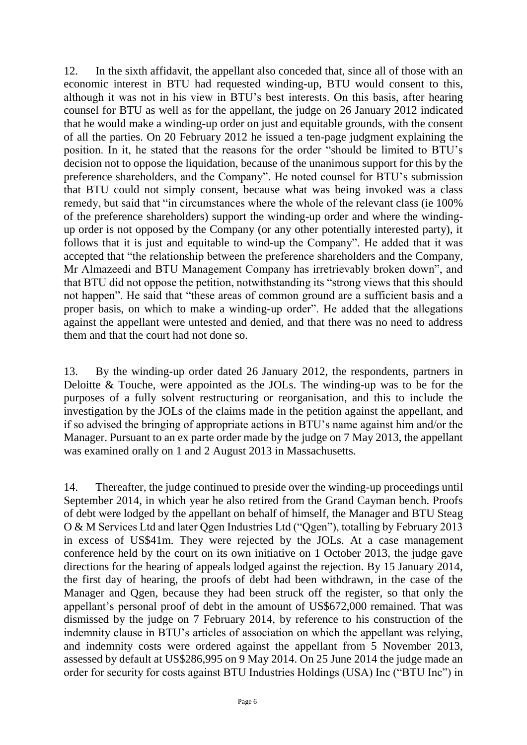12. In the sixth affidavit, the appellant also conceded that, since all of those with an economic interest in BTU had requested winding-up, BTU would consent to this, although it was not in his view in BTU's best interests. On this basis, after hearing counsel for BTU as well as for the appellant, the judge on 26 January 2012 indicated that he would make a winding-up order on just and equitable grounds, with the consent of all the parties. On 20 February 2012 he issued a ten-page judgment explaining the position. In it, he stated that the reasons for the order "should be limited to BTU's decision not to oppose the liquidation, because of the unanimous support for this by the preference shareholders, and the Company". He noted counsel for BTU's submission that BTU could not simply consent, because what was being invoked was a class remedy, but said that "in circumstances where the whole of the relevant class (ie 100% of the preference shareholders) support the winding-up order and where the winding-up order is not opposed by the Company (or any other potentially interested party), it follows that it is just and equitable to wind-up the Company". He added that it was accepted that "the relationship between the preference shareholders and the Company, Mr Almazeedi and BTU Management Company has irretrievably broken down", and that BTU did not oppose the petition, notwithstanding its "strong views that this should not happen". He said that "these areas of common ground are a sufficient basis and a proper basis, on which to make a winding-up order". He added that the allegations against the appellant were untested and denied, and that there was no need to address them and that the court had not done so.

13. By the winding-up order dated 26 January 2012, the respondents, partners in Deloitte & Touche, were appointed as the JOLs. The winding-up was to be for the purposes of a fully solvent restructuring or reorganisation, and this to include the investigation by the JOLs of the claims made in the petition against the appellant, and if so advised the bringing of appropriate actions in BTU's name against him and/or the Manager. Pursuant to an ex parte order made by the judge on 7 May 2013, the appellant was examined orally on 1 and 2 August 2013 in Massachusetts.

14. Thereafter, the judge continued to preside over the winding-up proceedings until September 2014, in which year he also retired from the Grand Cayman bench. Proofs of debt were lodged by the appellant on behalf of himself, the Manager and BTU Steag O & M Services Ltd and later Qgen Industries Ltd ("Qgen"), totalling by February 2013 in excess of US$41m. They were rejected by the JOLs. At a case management conference held by the court on its own initiative on 1 October 2013, the judge gave directions for the hearing of appeals lodged against the rejection. By 15 January 2014, the first day of hearing, the proofs of debt had been withdrawn, in the case of the Manager and Qgen, because they had been struck off the register, so that only the appellant's personal proof of debt in the amount of US$672,000 remained. That was dismissed by the judge on 7 February 2014, by reference to his construction of the indemnity clause in BTU's articles of association on which the appellant was relying, and indemnity costs were ordered against the appellant from 5 November 2013, assessed by default at US$286,995 on 9 May 2014. On 25 June 2014 the judge made an order for security for costs against BTU Industries Holdings (USA) Inc ("BTU Inc") in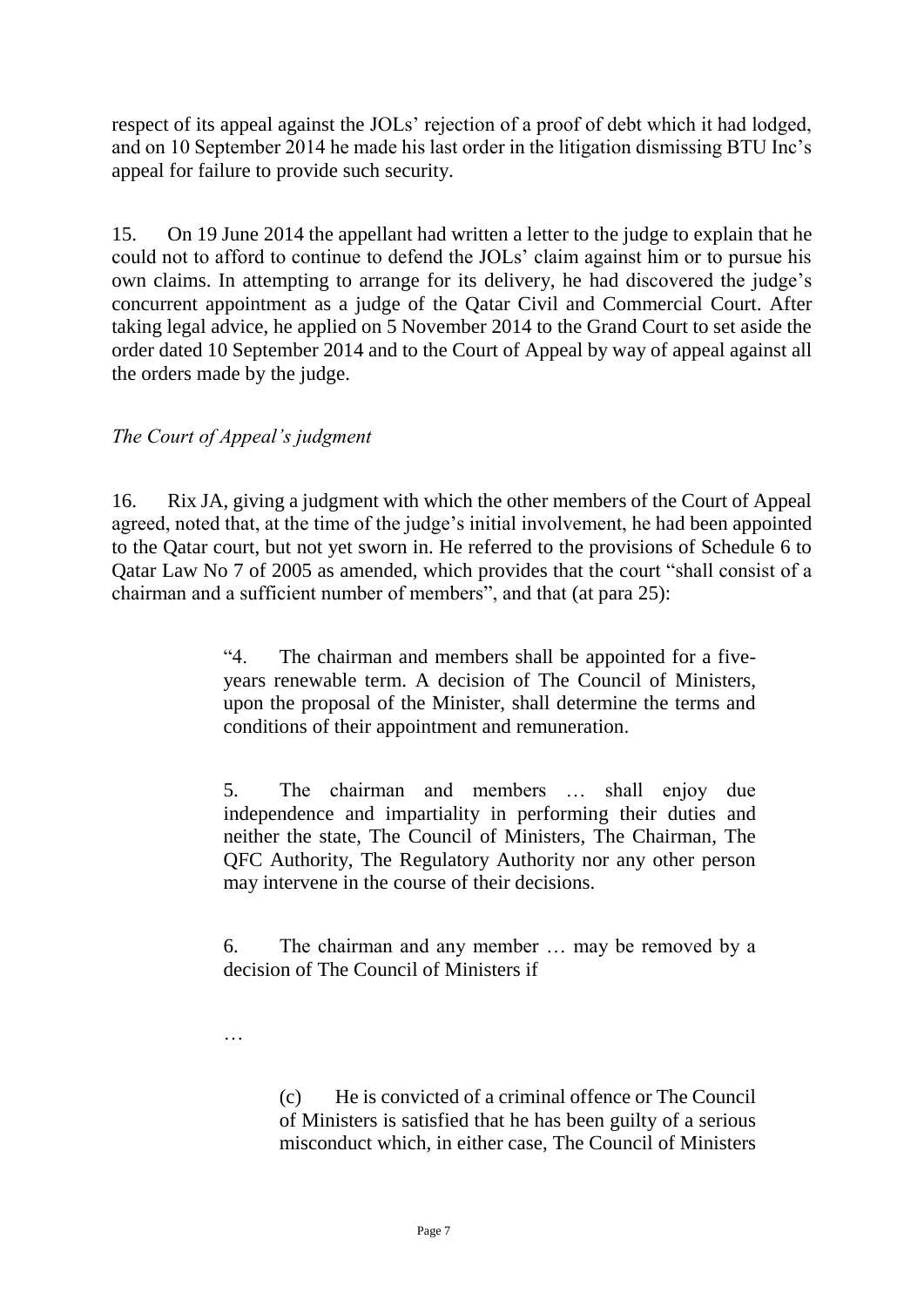respect of its appeal against the JOLs' rejection of a proof of debt which it had lodged, and on 10 September 2014 he made his last order in the litigation dismissing BTU Inc's appeal for failure to provide such security.

15. On 19 June 2014 the appellant had written a letter to the judge to explain that he could not to afford to continue to defend the JOLs' claim against him or to pursue his own claims. In attempting to arrange for its delivery, he had discovered the judge's concurrent appointment as a judge of the Qatar Civil and Commercial Court. After taking legal advice, he applied on 5 November 2014 to the Grand Court to set aside the order dated 10 September 2014 and to the Court of Appeal by way of appeal against all the orders made by the judge.

*The Court of Appeal's judgment*

16. Rix JA, giving a judgment with which the other members of the Court of Appeal agreed, noted that, at the time of the judge's initial involvement, he had been appointed to the Qatar court, but not yet sworn in. He referred to the provisions of Schedule 6 to Qatar Law No 7 of 2005 as amended, which provides that the court "shall consist of a chairman and a sufficient number of members", and that (at para 25):

> "4. The chairman and members shall be appointed for a five-years renewable term. A decision of The Council of Ministers, upon the proposal of the Minister, shall determine the terms and conditions of their appointment and remuneration.
>
> 5. The chairman and members … shall enjoy due independence and impartiality in performing their duties and neither the state, The Council of Ministers, The Chairman, The QFC Authority, The Regulatory Authority nor any other person may intervene in the course of their decisions.
>
> 6. The chairman and any member … may be removed by a decision of The Council of Ministers if
>
> …
>
> (c) He is convicted of a criminal offence or The Council of Ministers is satisfied that he has been guilty of a serious misconduct which, in either case, The Council of Ministers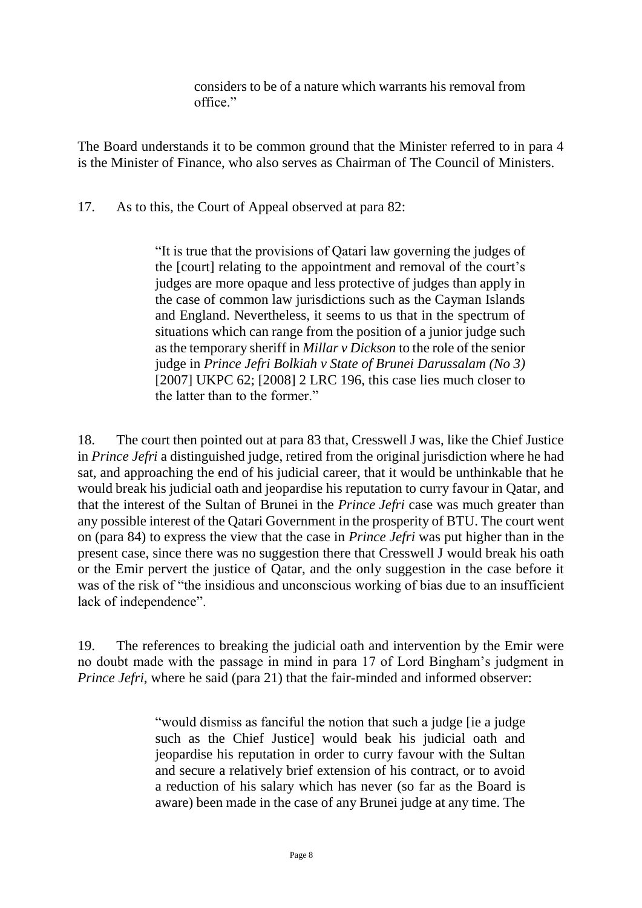> considers to be of a nature which warrants his removal from office."

The Board understands it to be common ground that the Minister referred to in para 4 is the Minister of Finance, who also serves as Chairman of The Council of Ministers.

17. As to this, the Court of Appeal observed at para 82:

> "It is true that the provisions of Qatari law governing the judges of the [court] relating to the appointment and removal of the court's judges are more opaque and less protective of judges than apply in the case of common law jurisdictions such as the Cayman Islands and England. Nevertheless, it seems to us that in the spectrum of situations which can range from the position of a junior judge such as the temporary sheriff in *Millar v Dickson* to the role of the senior judge in *Prince Jefri Bolkiah v State of Brunei Darussalam (No 3)* [2007] UKPC 62; [2008] 2 LRC 196, this case lies much closer to the latter than to the former."

18. The court then pointed out at para 83 that, Cresswell J was, like the Chief Justice in *Prince Jefri* a distinguished judge, retired from the original jurisdiction where he had sat, and approaching the end of his judicial career, that it would be unthinkable that he would break his judicial oath and jeopardise his reputation to curry favour in Qatar, and that the interest of the Sultan of Brunei in the *Prince Jefri* case was much greater than any possible interest of the Qatari Government in the prosperity of BTU. The court went on (para 84) to express the view that the case in *Prince Jefri* was put higher than in the present case, since there was no suggestion there that Cresswell J would break his oath or the Emir pervert the justice of Qatar, and the only suggestion in the case before it was of the risk of "the insidious and unconscious working of bias due to an insufficient lack of independence".

19. The references to breaking the judicial oath and intervention by the Emir were no doubt made with the passage in mind in para 17 of Lord Bingham's judgment in *Prince Jefri*, where he said (para 21) that the fair-minded and informed observer:

> "would dismiss as fanciful the notion that such a judge [ie a judge such as the Chief Justice] would beak his judicial oath and jeopardise his reputation in order to curry favour with the Sultan and secure a relatively brief extension of his contract, or to avoid a reduction of his salary which has never (so far as the Board is aware) been made in the case of any Brunei judge at any time. The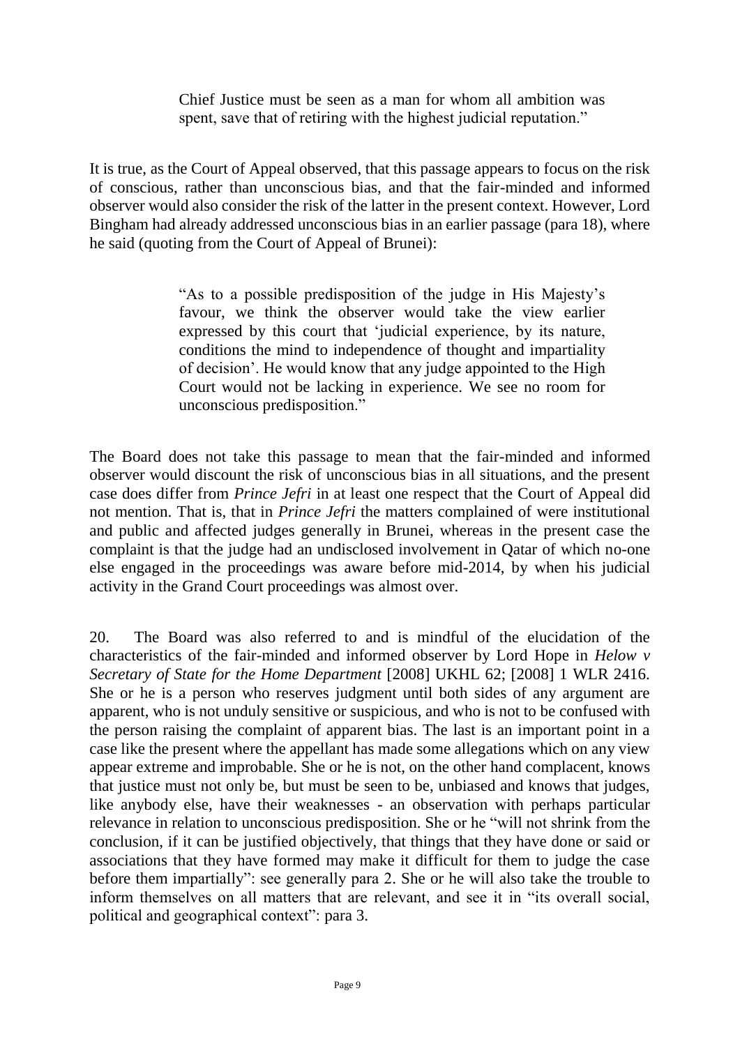> Chief Justice must be seen as a man for whom all ambition was spent, save that of retiring with the highest judicial reputation."

It is true, as the Court of Appeal observed, that this passage appears to focus on the risk of conscious, rather than unconscious bias, and that the fair-minded and informed observer would also consider the risk of the latter in the present context. However, Lord Bingham had already addressed unconscious bias in an earlier passage (para 18), where he said (quoting from the Court of Appeal of Brunei):

> "As to a possible predisposition of the judge in His Majesty's favour, we think the observer would take the view earlier expressed by this court that 'judicial experience, by its nature, conditions the mind to independence of thought and impartiality of decision'. He would know that any judge appointed to the High Court would not be lacking in experience. We see no room for unconscious predisposition."

The Board does not take this passage to mean that the fair-minded and informed observer would discount the risk of unconscious bias in all situations, and the present case does differ from *Prince Jefri* in at least one respect that the Court of Appeal did not mention. That is, that in *Prince Jefri* the matters complained of were institutional and public and affected judges generally in Brunei, whereas in the present case the complaint is that the judge had an undisclosed involvement in Qatar of which no-one else engaged in the proceedings was aware before mid-2014, by when his judicial activity in the Grand Court proceedings was almost over.

20. The Board was also referred to and is mindful of the elucidation of the characteristics of the fair-minded and informed observer by Lord Hope in *Helow v Secretary of State for the Home Department* [2008] UKHL 62; [2008] 1 WLR 2416. She or he is a person who reserves judgment until both sides of any argument are apparent, who is not unduly sensitive or suspicious, and who is not to be confused with the person raising the complaint of apparent bias. The last is an important point in a case like the present where the appellant has made some allegations which on any view appear extreme and improbable. She or he is not, on the other hand complacent, knows that justice must not only be, but must be seen to be, unbiased and knows that judges, like anybody else, have their weaknesses - an observation with perhaps particular relevance in relation to unconscious predisposition. She or he "will not shrink from the conclusion, if it can be justified objectively, that things that they have done or said or associations that they have formed may make it difficult for them to judge the case before them impartially": see generally para 2. She or he will also take the trouble to inform themselves on all matters that are relevant, and see it in "its overall social, political and geographical context": para 3.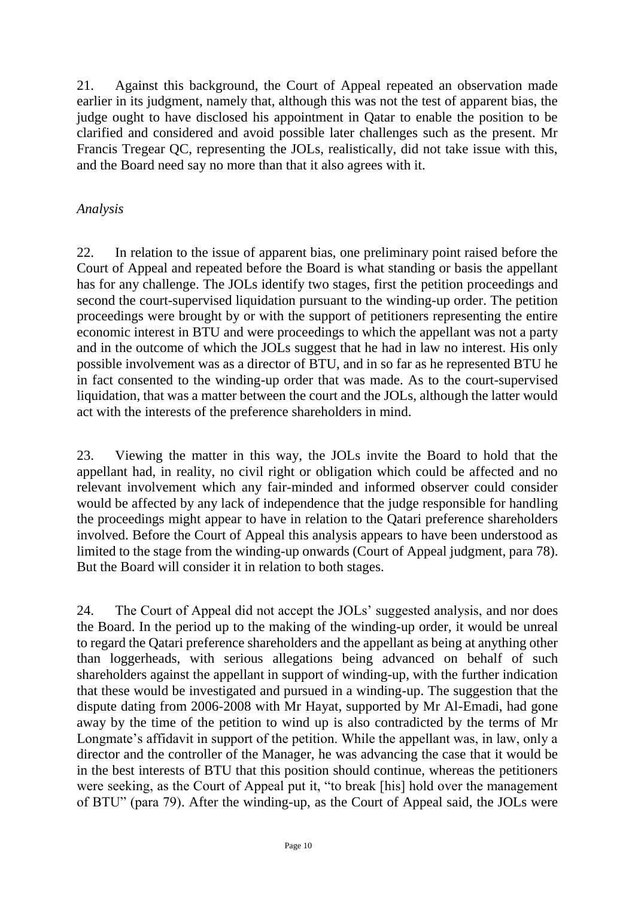21. Against this background, the Court of Appeal repeated an observation made earlier in its judgment, namely that, although this was not the test of apparent bias, the judge ought to have disclosed his appointment in Qatar to enable the position to be clarified and considered and avoid possible later challenges such as the present. Mr Francis Tregear QC, representing the JOLs, realistically, did not take issue with this, and the Board need say no more than that it also agrees with it.

*Analysis*

22. In relation to the issue of apparent bias, one preliminary point raised before the Court of Appeal and repeated before the Board is what standing or basis the appellant has for any challenge. The JOLs identify two stages, first the petition proceedings and second the court-supervised liquidation pursuant to the winding-up order. The petition proceedings were brought by or with the support of petitioners representing the entire economic interest in BTU and were proceedings to which the appellant was not a party and in the outcome of which the JOLs suggest that he had in law no interest. His only possible involvement was as a director of BTU, and in so far as he represented BTU he in fact consented to the winding-up order that was made. As to the court-supervised liquidation, that was a matter between the court and the JOLs, although the latter would act with the interests of the preference shareholders in mind.

23. Viewing the matter in this way, the JOLs invite the Board to hold that the appellant had, in reality, no civil right or obligation which could be affected and no relevant involvement which any fair-minded and informed observer could consider would be affected by any lack of independence that the judge responsible for handling the proceedings might appear to have in relation to the Qatari preference shareholders involved. Before the Court of Appeal this analysis appears to have been understood as limited to the stage from the winding-up onwards (Court of Appeal judgment, para 78). But the Board will consider it in relation to both stages.

24. The Court of Appeal did not accept the JOLs' suggested analysis, and nor does the Board. In the period up to the making of the winding-up order, it would be unreal to regard the Qatari preference shareholders and the appellant as being at anything other than loggerheads, with serious allegations being advanced on behalf of such shareholders against the appellant in support of winding-up, with the further indication that these would be investigated and pursued in a winding-up. The suggestion that the dispute dating from 2006-2008 with Mr Hayat, supported by Mr Al-Emadi, had gone away by the time of the petition to wind up is also contradicted by the terms of Mr Longmate's affidavit in support of the petition. While the appellant was, in law, only a director and the controller of the Manager, he was advancing the case that it would be in the best interests of BTU that this position should continue, whereas the petitioners were seeking, as the Court of Appeal put it, "to break [his] hold over the management of BTU" (para 79). After the winding-up, as the Court of Appeal said, the JOLs were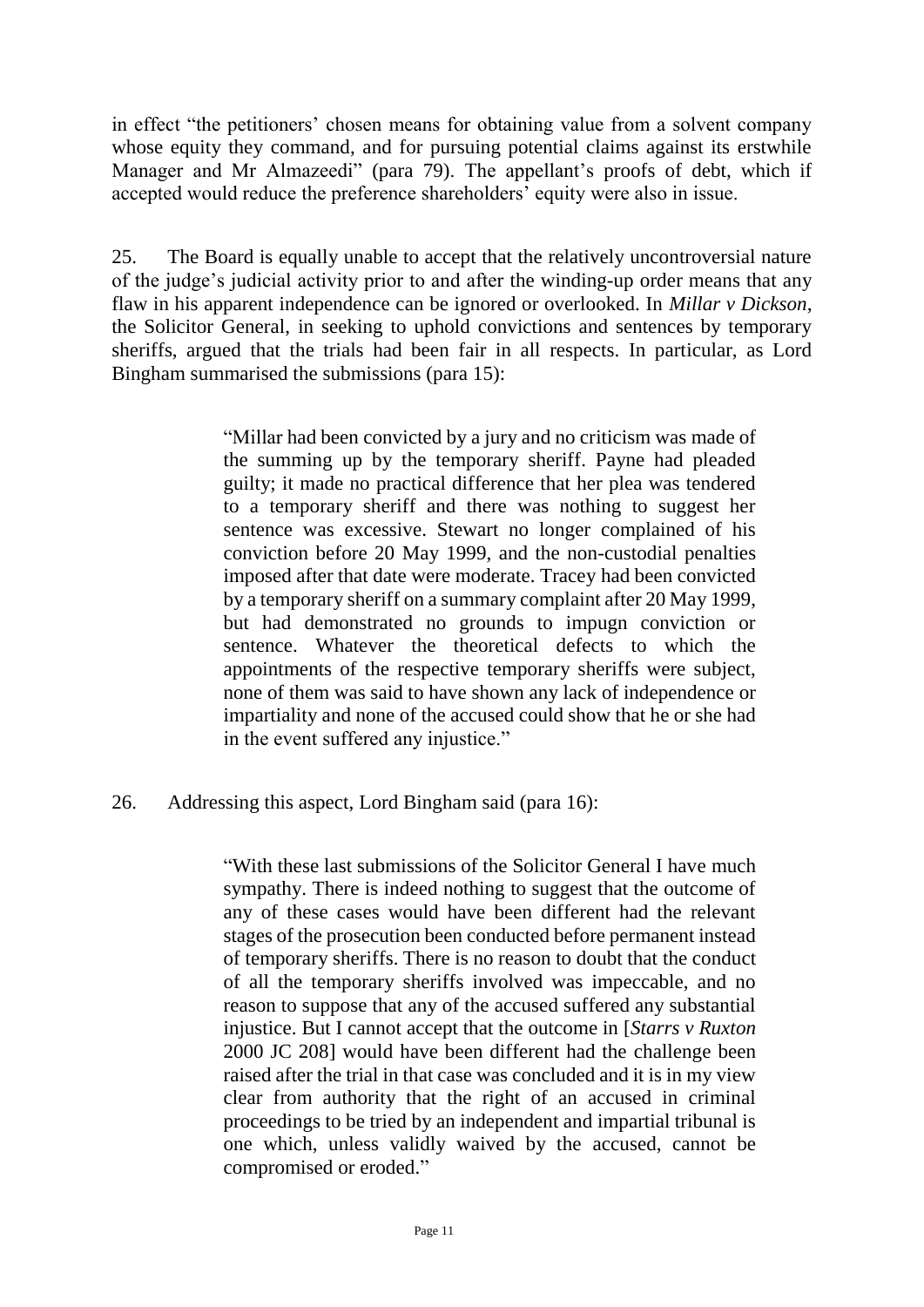in effect "the petitioners' chosen means for obtaining value from a solvent company whose equity they command, and for pursuing potential claims against its erstwhile Manager and Mr Almazeedi" (para 79). The appellant's proofs of debt, which if accepted would reduce the preference shareholders' equity were also in issue.

25. The Board is equally unable to accept that the relatively uncontroversial nature of the judge's judicial activity prior to and after the winding-up order means that any flaw in his apparent independence can be ignored or overlooked. In *Millar v Dickson*, the Solicitor General, in seeking to uphold convictions and sentences by temporary sheriffs, argued that the trials had been fair in all respects. In particular, as Lord Bingham summarised the submissions (para 15):

> "Millar had been convicted by a jury and no criticism was made of the summing up by the temporary sheriff. Payne had pleaded guilty; it made no practical difference that her plea was tendered to a temporary sheriff and there was nothing to suggest her sentence was excessive. Stewart no longer complained of his conviction before 20 May 1999, and the non-custodial penalties imposed after that date were moderate. Tracey had been convicted by a temporary sheriff on a summary complaint after 20 May 1999, but had demonstrated no grounds to impugn conviction or sentence. Whatever the theoretical defects to which the appointments of the respective temporary sheriffs were subject, none of them was said to have shown any lack of independence or impartiality and none of the accused could show that he or she had in the event suffered any injustice."

26. Addressing this aspect, Lord Bingham said (para 16):

> "With these last submissions of the Solicitor General I have much sympathy. There is indeed nothing to suggest that the outcome of any of these cases would have been different had the relevant stages of the prosecution been conducted before permanent instead of temporary sheriffs. There is no reason to doubt that the conduct of all the temporary sheriffs involved was impeccable, and no reason to suppose that any of the accused suffered any substantial injustice. But I cannot accept that the outcome in [*Starrs v Ruxton* 2000 JC 208] would have been different had the challenge been raised after the trial in that case was concluded and it is in my view clear from authority that the right of an accused in criminal proceedings to be tried by an independent and impartial tribunal is one which, unless validly waived by the accused, cannot be compromised or eroded."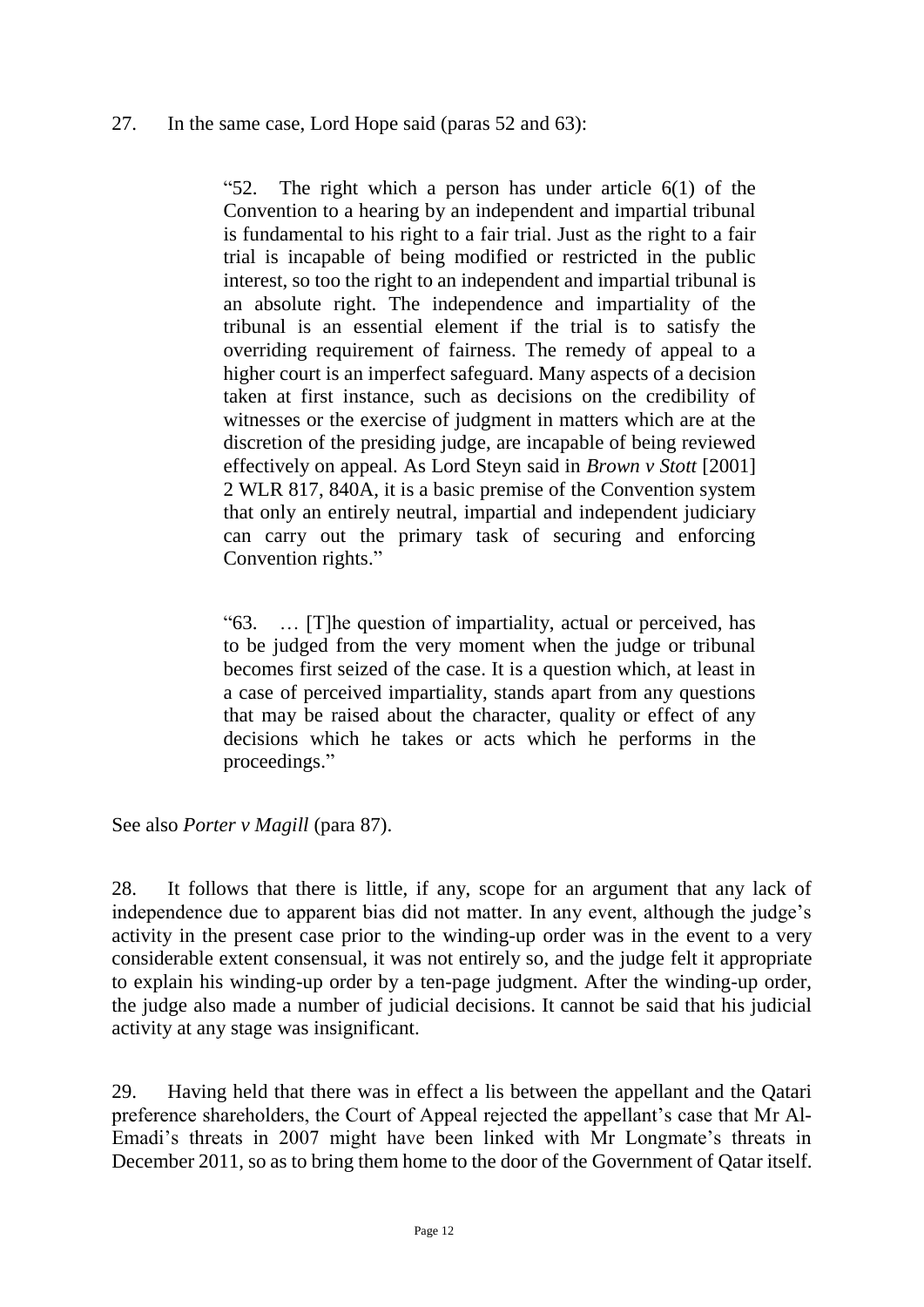27. In the same case, Lord Hope said (paras 52 and 63):

> "52. The right which a person has under article 6(1) of the Convention to a hearing by an independent and impartial tribunal is fundamental to his right to a fair trial. Just as the right to a fair trial is incapable of being modified or restricted in the public interest, so too the right to an independent and impartial tribunal is an absolute right. The independence and impartiality of the tribunal is an essential element if the trial is to satisfy the overriding requirement of fairness. The remedy of appeal to a higher court is an imperfect safeguard. Many aspects of a decision taken at first instance, such as decisions on the credibility of witnesses or the exercise of judgment in matters which are at the discretion of the presiding judge, are incapable of being reviewed effectively on appeal. As Lord Steyn said in *Brown v Stott* [2001] 2 WLR 817, 840A, it is a basic premise of the Convention system that only an entirely neutral, impartial and independent judiciary can carry out the primary task of securing and enforcing Convention rights."

> "63. … [T]he question of impartiality, actual or perceived, has to be judged from the very moment when the judge or tribunal becomes first seized of the case. It is a question which, at least in a case of perceived impartiality, stands apart from any questions that may be raised about the character, quality or effect of any decisions which he takes or acts which he performs in the proceedings."

See also *Porter v Magill* (para 87).

28. It follows that there is little, if any, scope for an argument that any lack of independence due to apparent bias did not matter. In any event, although the judge's activity in the present case prior to the winding-up order was in the event to a very considerable extent consensual, it was not entirely so, and the judge felt it appropriate to explain his winding-up order by a ten-page judgment. After the winding-up order, the judge also made a number of judicial decisions. It cannot be said that his judicial activity at any stage was insignificant.

29. Having held that there was in effect a lis between the appellant and the Qatari preference shareholders, the Court of Appeal rejected the appellant's case that Mr Al-Emadi's threats in 2007 might have been linked with Mr Longmate's threats in December 2011, so as to bring them home to the door of the Government of Qatar itself.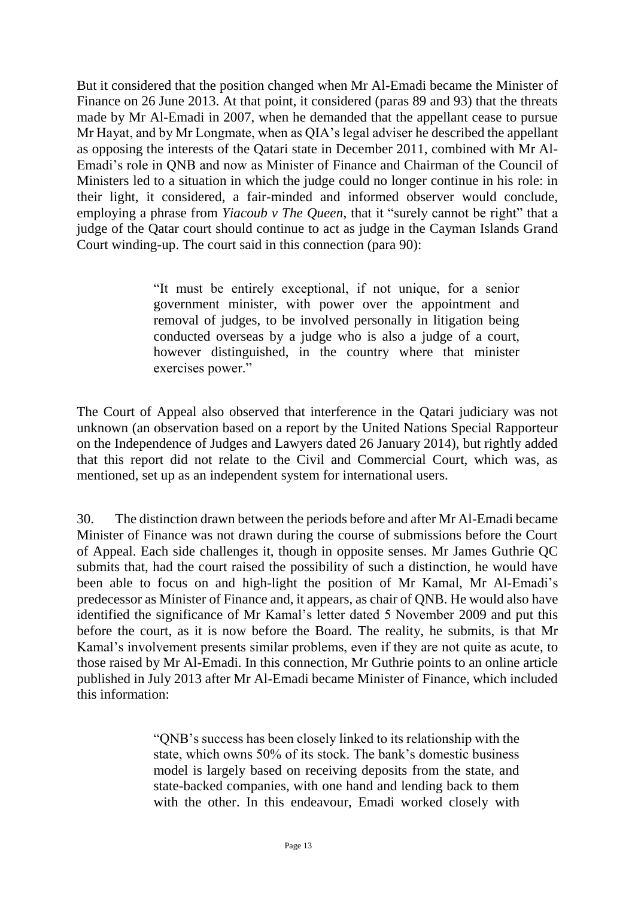But it considered that the position changed when Mr Al-Emadi became the Minister of Finance on 26 June 2013. At that point, it considered (paras 89 and 93) that the threats made by Mr Al-Emadi in 2007, when he demanded that the appellant cease to pursue Mr Hayat, and by Mr Longmate, when as QIA's legal adviser he described the appellant as opposing the interests of the Qatari state in December 2011, combined with Mr Al-Emadi's role in QNB and now as Minister of Finance and Chairman of the Council of Ministers led to a situation in which the judge could no longer continue in his role: in their light, it considered, a fair-minded and informed observer would conclude, employing a phrase from *Yiacoub v The Queen*, that it "surely cannot be right" that a judge of the Qatar court should continue to act as judge in the Cayman Islands Grand Court winding-up. The court said in this connection (para 90):

> "It must be entirely exceptional, if not unique, for a senior government minister, with power over the appointment and removal of judges, to be involved personally in litigation being conducted overseas by a judge who is also a judge of a court, however distinguished, in the country where that minister exercises power."

The Court of Appeal also observed that interference in the Qatari judiciary was not unknown (an observation based on a report by the United Nations Special Rapporteur on the Independence of Judges and Lawyers dated 26 January 2014), but rightly added that this report did not relate to the Civil and Commercial Court, which was, as mentioned, set up as an independent system for international users.

30. The distinction drawn between the periods before and after Mr Al-Emadi became Minister of Finance was not drawn during the course of submissions before the Court of Appeal. Each side challenges it, though in opposite senses. Mr James Guthrie QC submits that, had the court raised the possibility of such a distinction, he would have been able to focus on and high-light the position of Mr Kamal, Mr Al-Emadi's predecessor as Minister of Finance and, it appears, as chair of QNB. He would also have identified the significance of Mr Kamal's letter dated 5 November 2009 and put this before the court, as it is now before the Board. The reality, he submits, is that Mr Kamal's involvement presents similar problems, even if they are not quite as acute, to those raised by Mr Al-Emadi. In this connection, Mr Guthrie points to an online article published in July 2013 after Mr Al-Emadi became Minister of Finance, which included this information:

> "QNB's success has been closely linked to its relationship with the state, which owns 50% of its stock. The bank's domestic business model is largely based on receiving deposits from the state, and state-backed companies, with one hand and lending back to them with the other. In this endeavour, Emadi worked closely with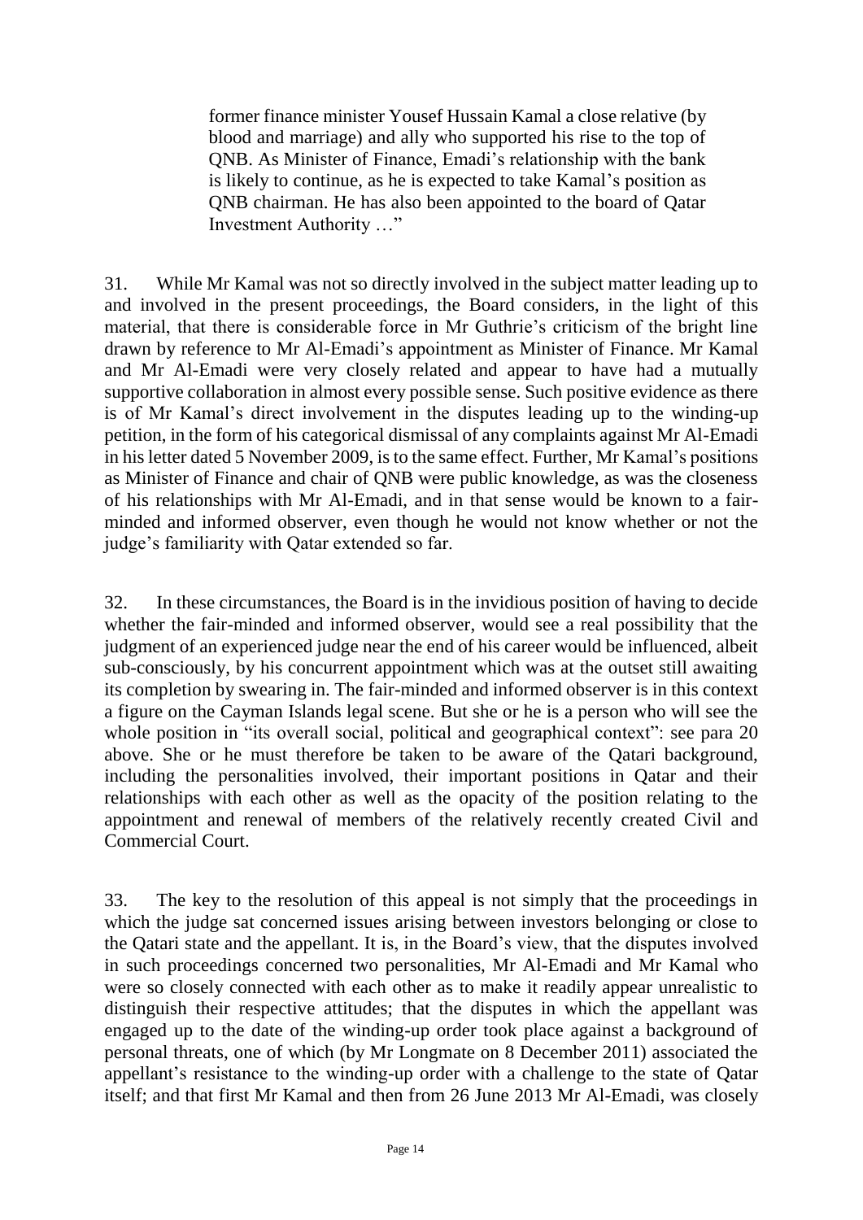> former finance minister Yousef Hussain Kamal a close relative (by blood and marriage) and ally who supported his rise to the top of QNB. As Minister of Finance, Emadi's relationship with the bank is likely to continue, as he is expected to take Kamal's position as QNB chairman. He has also been appointed to the board of Qatar Investment Authority …"

31. While Mr Kamal was not so directly involved in the subject matter leading up to and involved in the present proceedings, the Board considers, in the light of this material, that there is considerable force in Mr Guthrie's criticism of the bright line drawn by reference to Mr Al-Emadi's appointment as Minister of Finance. Mr Kamal and Mr Al-Emadi were very closely related and appear to have had a mutually supportive collaboration in almost every possible sense. Such positive evidence as there is of Mr Kamal's direct involvement in the disputes leading up to the winding-up petition, in the form of his categorical dismissal of any complaints against Mr Al-Emadi in his letter dated 5 November 2009, is to the same effect. Further, Mr Kamal's positions as Minister of Finance and chair of QNB were public knowledge, as was the closeness of his relationships with Mr Al-Emadi, and in that sense would be known to a fair-minded and informed observer, even though he would not know whether or not the judge's familiarity with Qatar extended so far.

32. In these circumstances, the Board is in the invidious position of having to decide whether the fair-minded and informed observer, would see a real possibility that the judgment of an experienced judge near the end of his career would be influenced, albeit sub-consciously, by his concurrent appointment which was at the outset still awaiting its completion by swearing in. The fair-minded and informed observer is in this context a figure on the Cayman Islands legal scene. But she or he is a person who will see the whole position in "its overall social, political and geographical context": see para 20 above. She or he must therefore be taken to be aware of the Qatari background, including the personalities involved, their important positions in Qatar and their relationships with each other as well as the opacity of the position relating to the appointment and renewal of members of the relatively recently created Civil and Commercial Court.

33. The key to the resolution of this appeal is not simply that the proceedings in which the judge sat concerned issues arising between investors belonging or close to the Qatari state and the appellant. It is, in the Board's view, that the disputes involved in such proceedings concerned two personalities, Mr Al-Emadi and Mr Kamal who were so closely connected with each other as to make it readily appear unrealistic to distinguish their respective attitudes; that the disputes in which the appellant was engaged up to the date of the winding-up order took place against a background of personal threats, one of which (by Mr Longmate on 8 December 2011) associated the appellant's resistance to the winding-up order with a challenge to the state of Qatar itself; and that first Mr Kamal and then from 26 June 2013 Mr Al-Emadi, was closely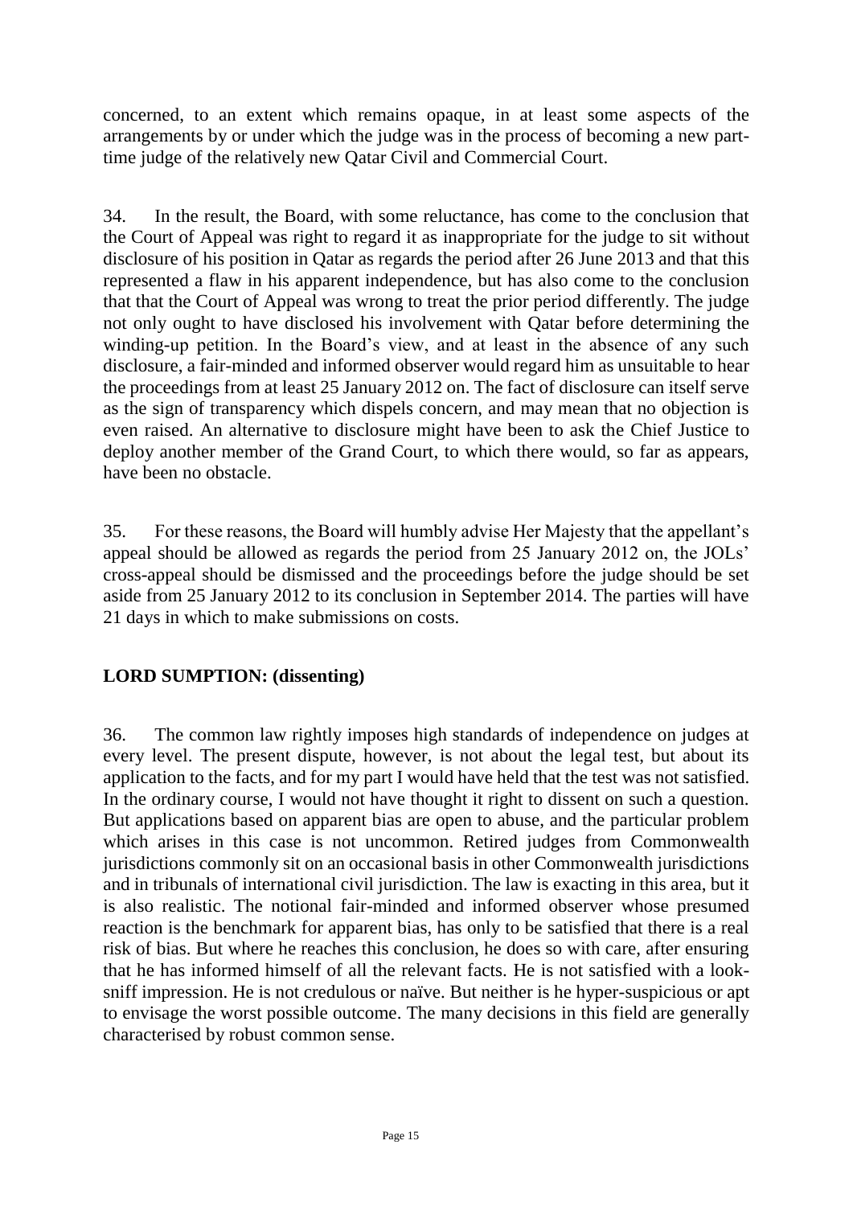concerned, to an extent which remains opaque, in at least some aspects of the arrangements by or under which the judge was in the process of becoming a new part-time judge of the relatively new Qatar Civil and Commercial Court.

34. In the result, the Board, with some reluctance, has come to the conclusion that the Court of Appeal was right to regard it as inappropriate for the judge to sit without disclosure of his position in Qatar as regards the period after 26 June 2013 and that this represented a flaw in his apparent independence, but has also come to the conclusion that that the Court of Appeal was wrong to treat the prior period differently. The judge not only ought to have disclosed his involvement with Qatar before determining the winding-up petition. In the Board's view, and at least in the absence of any such disclosure, a fair-minded and informed observer would regard him as unsuitable to hear the proceedings from at least 25 January 2012 on. The fact of disclosure can itself serve as the sign of transparency which dispels concern, and may mean that no objection is even raised. An alternative to disclosure might have been to ask the Chief Justice to deploy another member of the Grand Court, to which there would, so far as appears, have been no obstacle.

35. For these reasons, the Board will humbly advise Her Majesty that the appellant's appeal should be allowed as regards the period from 25 January 2012 on, the JOLs' cross-appeal should be dismissed and the proceedings before the judge should be set aside from 25 January 2012 to its conclusion in September 2014. The parties will have 21 days in which to make submissions on costs.

## LORD SUMPTION: (dissenting)

36. The common law rightly imposes high standards of independence on judges at every level. The present dispute, however, is not about the legal test, but about its application to the facts, and for my part I would have held that the test was not satisfied. In the ordinary course, I would not have thought it right to dissent on such a question. But applications based on apparent bias are open to abuse, and the particular problem which arises in this case is not uncommon. Retired judges from Commonwealth jurisdictions commonly sit on an occasional basis in other Commonwealth jurisdictions and in tribunals of international civil jurisdiction. The law is exacting in this area, but it is also realistic. The notional fair-minded and informed observer whose presumed reaction is the benchmark for apparent bias, has only to be satisfied that there is a real risk of bias. But where he reaches this conclusion, he does so with care, after ensuring that he has informed himself of all the relevant facts. He is not satisfied with a look-sniff impression. He is not credulous or naïve. But neither is he hyper-suspicious or apt to envisage the worst possible outcome. The many decisions in this field are generally characterised by robust common sense.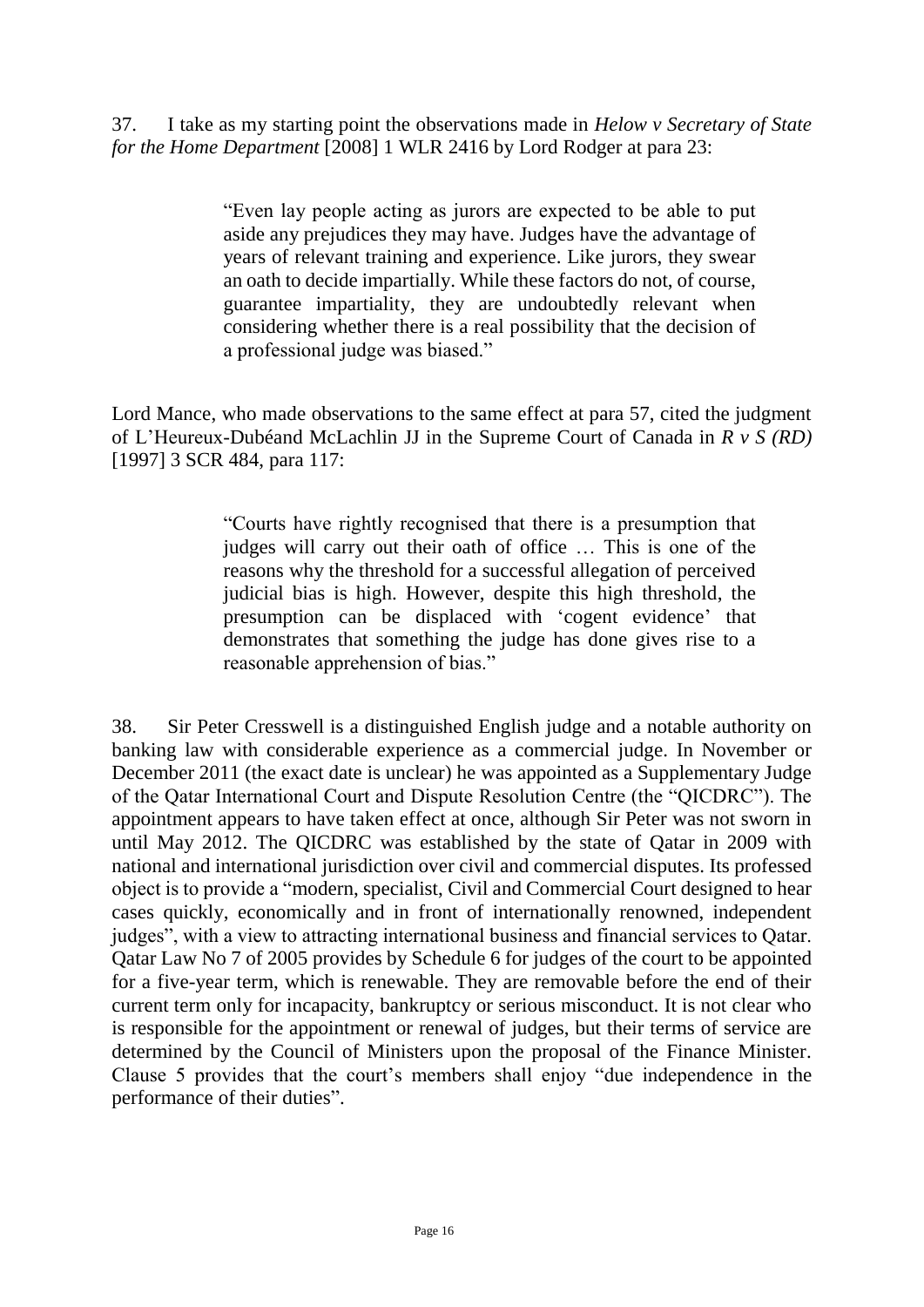37. I take as my starting point the observations made in *Helow v Secretary of State for the Home Department* [2008] 1 WLR 2416 by Lord Rodger at para 23:

> "Even lay people acting as jurors are expected to be able to put aside any prejudices they may have. Judges have the advantage of years of relevant training and experience. Like jurors, they swear an oath to decide impartially. While these factors do not, of course, guarantee impartiality, they are undoubtedly relevant when considering whether there is a real possibility that the decision of a professional judge was biased."

Lord Mance, who made observations to the same effect at para 57, cited the judgment of L'Heureux-Dubéand McLachlin JJ in the Supreme Court of Canada in *R v S (RD)* [1997] 3 SCR 484, para 117:

> "Courts have rightly recognised that there is a presumption that judges will carry out their oath of office … This is one of the reasons why the threshold for a successful allegation of perceived judicial bias is high. However, despite this high threshold, the presumption can be displaced with 'cogent evidence' that demonstrates that something the judge has done gives rise to a reasonable apprehension of bias."

38. Sir Peter Cresswell is a distinguished English judge and a notable authority on banking law with considerable experience as a commercial judge. In November or December 2011 (the exact date is unclear) he was appointed as a Supplementary Judge of the Qatar International Court and Dispute Resolution Centre (the "QICDRC"). The appointment appears to have taken effect at once, although Sir Peter was not sworn in until May 2012. The QICDRC was established by the state of Qatar in 2009 with national and international jurisdiction over civil and commercial disputes. Its professed object is to provide a "modern, specialist, Civil and Commercial Court designed to hear cases quickly, economically and in front of internationally renowned, independent judges", with a view to attracting international business and financial services to Qatar. Qatar Law No 7 of 2005 provides by Schedule 6 for judges of the court to be appointed for a five-year term, which is renewable. They are removable before the end of their current term only for incapacity, bankruptcy or serious misconduct. It is not clear who is responsible for the appointment or renewal of judges, but their terms of service are determined by the Council of Ministers upon the proposal of the Finance Minister. Clause 5 provides that the court's members shall enjoy "due independence in the performance of their duties".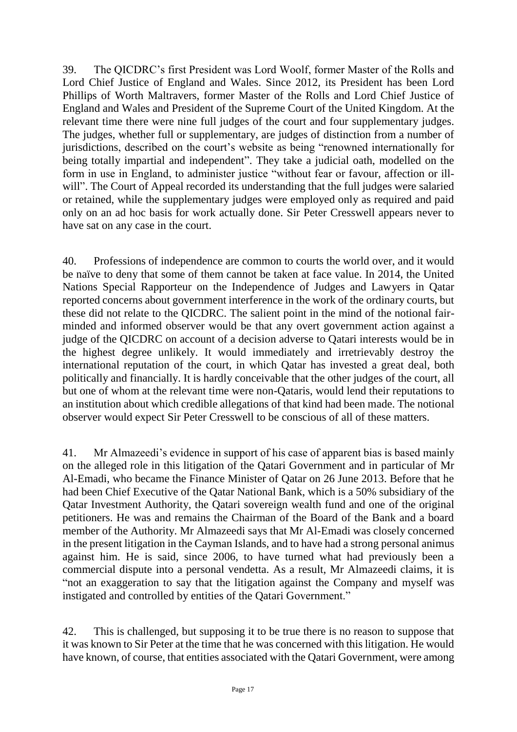39. The QICDRC's first President was Lord Woolf, former Master of the Rolls and Lord Chief Justice of England and Wales. Since 2012, its President has been Lord Phillips of Worth Maltravers, former Master of the Rolls and Lord Chief Justice of England and Wales and President of the Supreme Court of the United Kingdom. At the relevant time there were nine full judges of the court and four supplementary judges. The judges, whether full or supplementary, are judges of distinction from a number of jurisdictions, described on the court's website as being "renowned internationally for being totally impartial and independent". They take a judicial oath, modelled on the form in use in England, to administer justice "without fear or favour, affection or ill-will". The Court of Appeal recorded its understanding that the full judges were salaried or retained, while the supplementary judges were employed only as required and paid only on an ad hoc basis for work actually done. Sir Peter Cresswell appears never to have sat on any case in the court.

40. Professions of independence are common to courts the world over, and it would be naïve to deny that some of them cannot be taken at face value. In 2014, the United Nations Special Rapporteur on the Independence of Judges and Lawyers in Qatar reported concerns about government interference in the work of the ordinary courts, but these did not relate to the QICDRC. The salient point in the mind of the notional fair-minded and informed observer would be that any overt government action against a judge of the QICDRC on account of a decision adverse to Qatari interests would be in the highest degree unlikely. It would immediately and irretrievably destroy the international reputation of the court, in which Qatar has invested a great deal, both politically and financially. It is hardly conceivable that the other judges of the court, all but one of whom at the relevant time were non-Qataris, would lend their reputations to an institution about which credible allegations of that kind had been made. The notional observer would expect Sir Peter Cresswell to be conscious of all of these matters.

41. Mr Almazeedi's evidence in support of his case of apparent bias is based mainly on the alleged role in this litigation of the Qatari Government and in particular of Mr Al-Emadi, who became the Finance Minister of Qatar on 26 June 2013. Before that he had been Chief Executive of the Qatar National Bank, which is a 50% subsidiary of the Qatar Investment Authority, the Qatari sovereign wealth fund and one of the original petitioners. He was and remains the Chairman of the Board of the Bank and a board member of the Authority. Mr Almazeedi says that Mr Al-Emadi was closely concerned in the present litigation in the Cayman Islands, and to have had a strong personal animus against him. He is said, since 2006, to have turned what had previously been a commercial dispute into a personal vendetta. As a result, Mr Almazeedi claims, it is "not an exaggeration to say that the litigation against the Company and myself was instigated and controlled by entities of the Qatari Government."

42. This is challenged, but supposing it to be true there is no reason to suppose that it was known to Sir Peter at the time that he was concerned with this litigation. He would have known, of course, that entities associated with the Qatari Government, were among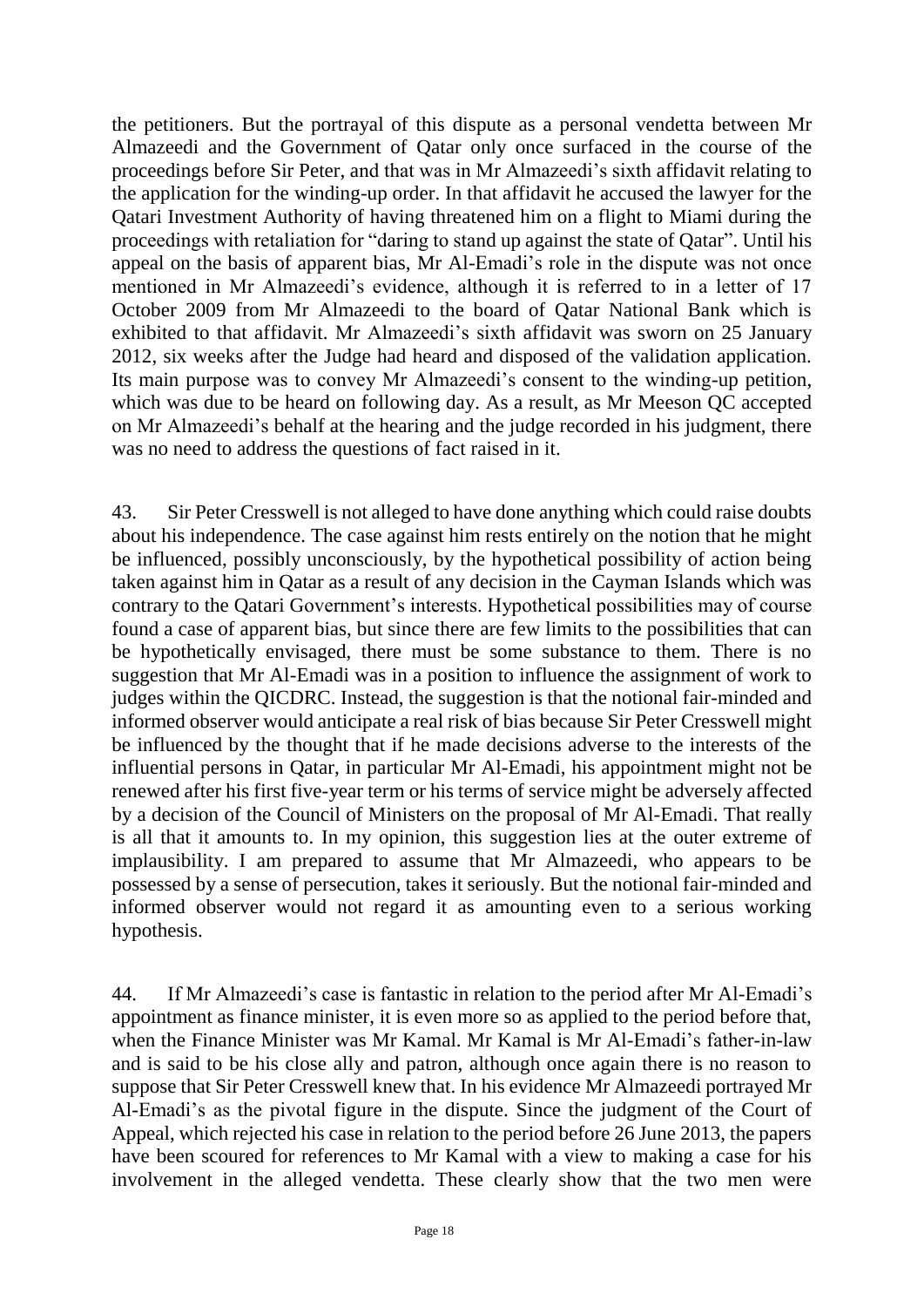the petitioners. But the portrayal of this dispute as a personal vendetta between Mr Almazeedi and the Government of Qatar only once surfaced in the course of the proceedings before Sir Peter, and that was in Mr Almazeedi's sixth affidavit relating to the application for the winding-up order. In that affidavit he accused the lawyer for the Qatari Investment Authority of having threatened him on a flight to Miami during the proceedings with retaliation for "daring to stand up against the state of Qatar". Until his appeal on the basis of apparent bias, Mr Al-Emadi's role in the dispute was not once mentioned in Mr Almazeedi's evidence, although it is referred to in a letter of 17 October 2009 from Mr Almazeedi to the board of Qatar National Bank which is exhibited to that affidavit. Mr Almazeedi's sixth affidavit was sworn on 25 January 2012, six weeks after the Judge had heard and disposed of the validation application. Its main purpose was to convey Mr Almazeedi's consent to the winding-up petition, which was due to be heard on following day. As a result, as Mr Meeson QC accepted on Mr Almazeedi's behalf at the hearing and the judge recorded in his judgment, there was no need to address the questions of fact raised in it.

43. Sir Peter Cresswell is not alleged to have done anything which could raise doubts about his independence. The case against him rests entirely on the notion that he might be influenced, possibly unconsciously, by the hypothetical possibility of action being taken against him in Qatar as a result of any decision in the Cayman Islands which was contrary to the Qatari Government's interests. Hypothetical possibilities may of course found a case of apparent bias, but since there are few limits to the possibilities that can be hypothetically envisaged, there must be some substance to them. There is no suggestion that Mr Al-Emadi was in a position to influence the assignment of work to judges within the QICDRC. Instead, the suggestion is that the notional fair-minded and informed observer would anticipate a real risk of bias because Sir Peter Cresswell might be influenced by the thought that if he made decisions adverse to the interests of the influential persons in Qatar, in particular Mr Al-Emadi, his appointment might not be renewed after his first five-year term or his terms of service might be adversely affected by a decision of the Council of Ministers on the proposal of Mr Al-Emadi. That really is all that it amounts to. In my opinion, this suggestion lies at the outer extreme of implausibility. I am prepared to assume that Mr Almazeedi, who appears to be possessed by a sense of persecution, takes it seriously. But the notional fair-minded and informed observer would not regard it as amounting even to a serious working hypothesis.

44. If Mr Almazeedi's case is fantastic in relation to the period after Mr Al-Emadi's appointment as finance minister, it is even more so as applied to the period before that, when the Finance Minister was Mr Kamal. Mr Kamal is Mr Al-Emadi's father-in-law and is said to be his close ally and patron, although once again there is no reason to suppose that Sir Peter Cresswell knew that. In his evidence Mr Almazeedi portrayed Mr Al-Emadi's as the pivotal figure in the dispute. Since the judgment of the Court of Appeal, which rejected his case in relation to the period before 26 June 2013, the papers have been scoured for references to Mr Kamal with a view to making a case for his involvement in the alleged vendetta. These clearly show that the two men were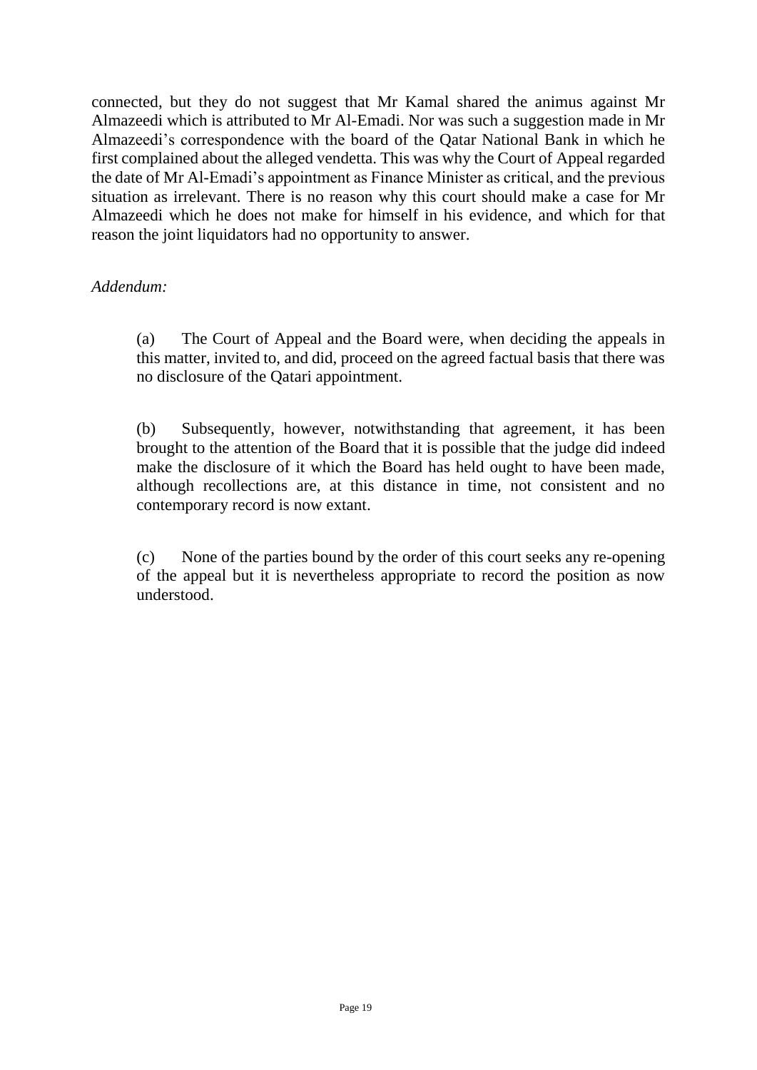connected, but they do not suggest that Mr Kamal shared the animus against Mr Almazeedi which is attributed to Mr Al-Emadi. Nor was such a suggestion made in Mr Almazeedi's correspondence with the board of the Qatar National Bank in which he first complained about the alleged vendetta. This was why the Court of Appeal regarded the date of Mr Al-Emadi's appointment as Finance Minister as critical, and the previous situation as irrelevant. There is no reason why this court should make a case for Mr Almazeedi which he does not make for himself in his evidence, and which for that reason the joint liquidators had no opportunity to answer.

*Addendum:*

(a) The Court of Appeal and the Board were, when deciding the appeals in this matter, invited to, and did, proceed on the agreed factual basis that there was no disclosure of the Qatari appointment.

(b) Subsequently, however, notwithstanding that agreement, it has been brought to the attention of the Board that it is possible that the judge did indeed make the disclosure of it which the Board has held ought to have been made, although recollections are, at this distance in time, not consistent and no contemporary record is now extant.

(c) None of the parties bound by the order of this court seeks any re-opening of the appeal but it is nevertheless appropriate to record the position as now understood.